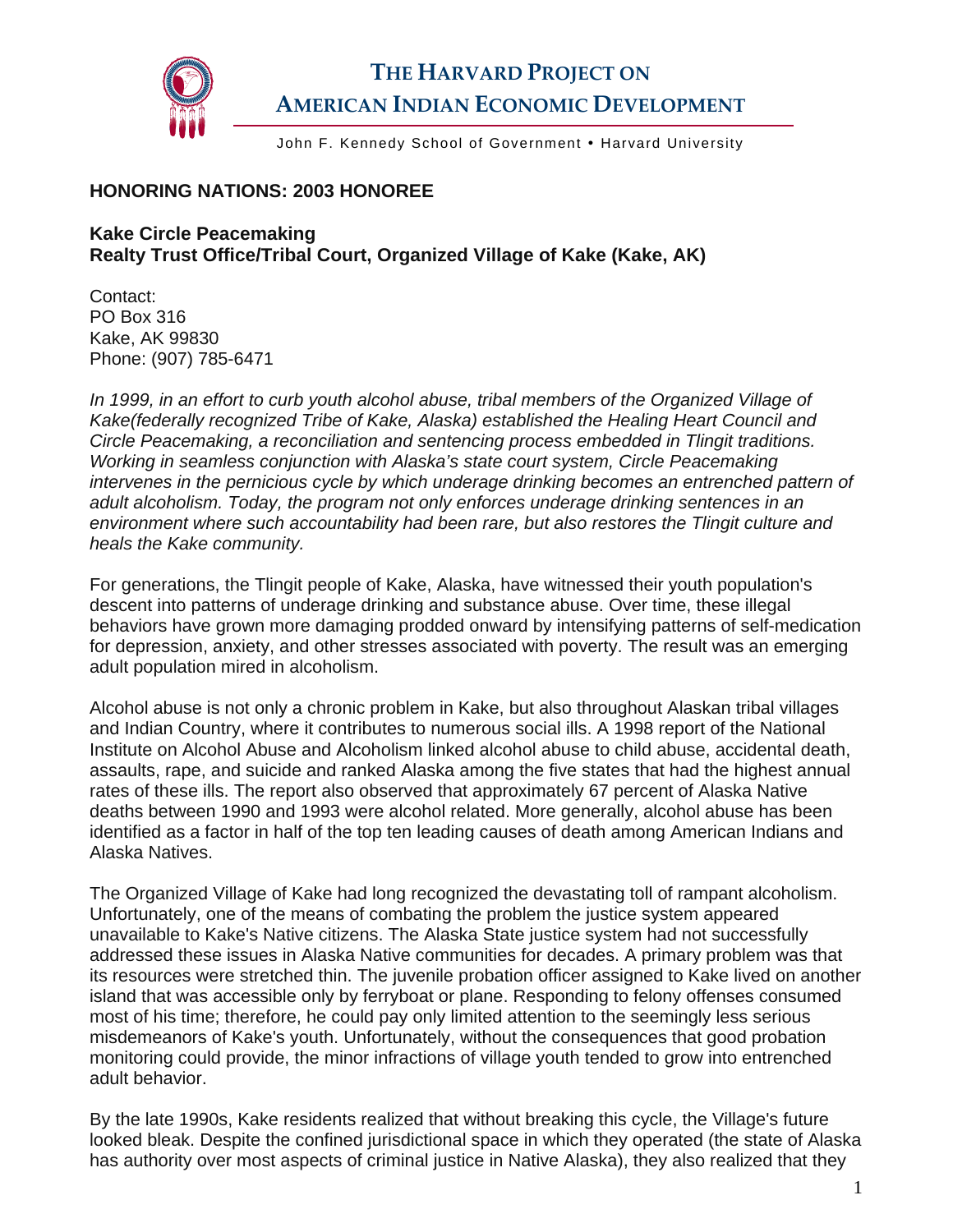# THE HARVARD PROJECT ON AMERICAN INDIAN ECONOMIC DEVELOPMENT

John F. Kennedy School of Government • Harvard University

## HONORING NATIONS: 2003 HONOREE

### Kake Circle Peacemaking
### Realty Trust Office/Tribal Court, Organized Village of Kake (Kake, AK)

Contact:
PO Box 316
Kake, AK 99830
Phone: (907) 785-6471

*In 1999, in an effort to curb youth alcohol abuse, tribal members of the Organized Village of Kake(federally recognized Tribe of Kake, Alaska) established the Healing Heart Council and Circle Peacemaking, a reconciliation and sentencing process embedded in Tlingit traditions. Working in seamless conjunction with Alaska's state court system, Circle Peacemaking intervenes in the pernicious cycle by which underage drinking becomes an entrenched pattern of adult alcoholism. Today, the program not only enforces underage drinking sentences in an environment where such accountability had been rare, but also restores the Tlingit culture and heals the Kake community.*

For generations, the Tlingit people of Kake, Alaska, have witnessed their youth population's descent into patterns of underage drinking and substance abuse. Over time, these illegal behaviors have grown more damaging prodded onward by intensifying patterns of self-medication for depression, anxiety, and other stresses associated with poverty. The result was an emerging adult population mired in alcoholism.

Alcohol abuse is not only a chronic problem in Kake, but also throughout Alaskan tribal villages and Indian Country, where it contributes to numerous social ills. A 1998 report of the National Institute on Alcohol Abuse and Alcoholism linked alcohol abuse to child abuse, accidental death, assaults, rape, and suicide and ranked Alaska among the five states that had the highest annual rates of these ills. The report also observed that approximately 67 percent of Alaska Native deaths between 1990 and 1993 were alcohol related. More generally, alcohol abuse has been identified as a factor in half of the top ten leading causes of death among American Indians and Alaska Natives.

The Organized Village of Kake had long recognized the devastating toll of rampant alcoholism. Unfortunately, one of the means of combating the problem the justice system appeared unavailable to Kake's Native citizens. The Alaska State justice system had not successfully addressed these issues in Alaska Native communities for decades. A primary problem was that its resources were stretched thin. The juvenile probation officer assigned to Kake lived on another island that was accessible only by ferryboat or plane. Responding to felony offenses consumed most of his time; therefore, he could pay only limited attention to the seemingly less serious misdemeanors of Kake's youth. Unfortunately, without the consequences that good probation monitoring could provide, the minor infractions of village youth tended to grow into entrenched adult behavior.

By the late 1990s, Kake residents realized that without breaking this cycle, the Village's future looked bleak. Despite the confined jurisdictional space in which they operated (the state of Alaska has authority over most aspects of criminal justice in Native Alaska), they also realized that they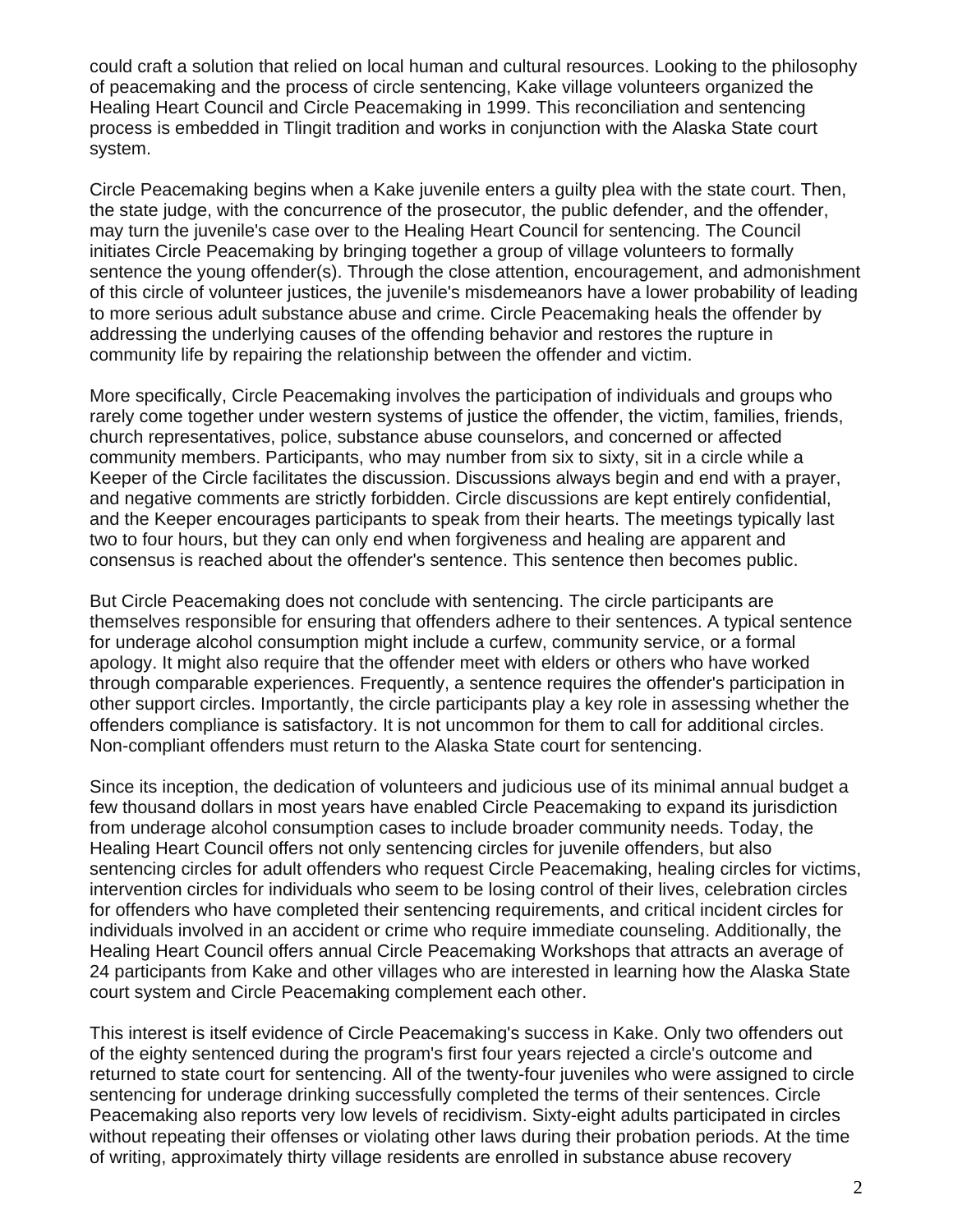could craft a solution that relied on local human and cultural resources. Looking to the philosophy of peacemaking and the process of circle sentencing, Kake village volunteers organized the Healing Heart Council and Circle Peacemaking in 1999. This reconciliation and sentencing process is embedded in Tlingit tradition and works in conjunction with the Alaska State court system.

Circle Peacemaking begins when a Kake juvenile enters a guilty plea with the state court. Then, the state judge, with the concurrence of the prosecutor, the public defender, and the offender, may turn the juvenile's case over to the Healing Heart Council for sentencing. The Council initiates Circle Peacemaking by bringing together a group of village volunteers to formally sentence the young offender(s). Through the close attention, encouragement, and admonishment of this circle of volunteer justices, the juvenile's misdemeanors have a lower probability of leading to more serious adult substance abuse and crime. Circle Peacemaking heals the offender by addressing the underlying causes of the offending behavior and restores the rupture in community life by repairing the relationship between the offender and victim.

More specifically, Circle Peacemaking involves the participation of individuals and groups who rarely come together under western systems of justice the offender, the victim, families, friends, church representatives, police, substance abuse counselors, and concerned or affected community members. Participants, who may number from six to sixty, sit in a circle while a Keeper of the Circle facilitates the discussion. Discussions always begin and end with a prayer, and negative comments are strictly forbidden. Circle discussions are kept entirely confidential, and the Keeper encourages participants to speak from their hearts. The meetings typically last two to four hours, but they can only end when forgiveness and healing are apparent and consensus is reached about the offender's sentence. This sentence then becomes public.

But Circle Peacemaking does not conclude with sentencing. The circle participants are themselves responsible for ensuring that offenders adhere to their sentences. A typical sentence for underage alcohol consumption might include a curfew, community service, or a formal apology. It might also require that the offender meet with elders or others who have worked through comparable experiences. Frequently, a sentence requires the offender's participation in other support circles. Importantly, the circle participants play a key role in assessing whether the offenders compliance is satisfactory. It is not uncommon for them to call for additional circles. Non-compliant offenders must return to the Alaska State court for sentencing.

Since its inception, the dedication of volunteers and judicious use of its minimal annual budget a few thousand dollars in most years have enabled Circle Peacemaking to expand its jurisdiction from underage alcohol consumption cases to include broader community needs. Today, the Healing Heart Council offers not only sentencing circles for juvenile offenders, but also sentencing circles for adult offenders who request Circle Peacemaking, healing circles for victims, intervention circles for individuals who seem to be losing control of their lives, celebration circles for offenders who have completed their sentencing requirements, and critical incident circles for individuals involved in an accident or crime who require immediate counseling. Additionally, the Healing Heart Council offers annual Circle Peacemaking Workshops that attracts an average of 24 participants from Kake and other villages who are interested in learning how the Alaska State court system and Circle Peacemaking complement each other.

This interest is itself evidence of Circle Peacemaking's success in Kake. Only two offenders out of the eighty sentenced during the program's first four years rejected a circle's outcome and returned to state court for sentencing. All of the twenty-four juveniles who were assigned to circle sentencing for underage drinking successfully completed the terms of their sentences. Circle Peacemaking also reports very low levels of recidivism. Sixty-eight adults participated in circles without repeating their offenses or violating other laws during their probation periods. At the time of writing, approximately thirty village residents are enrolled in substance abuse recovery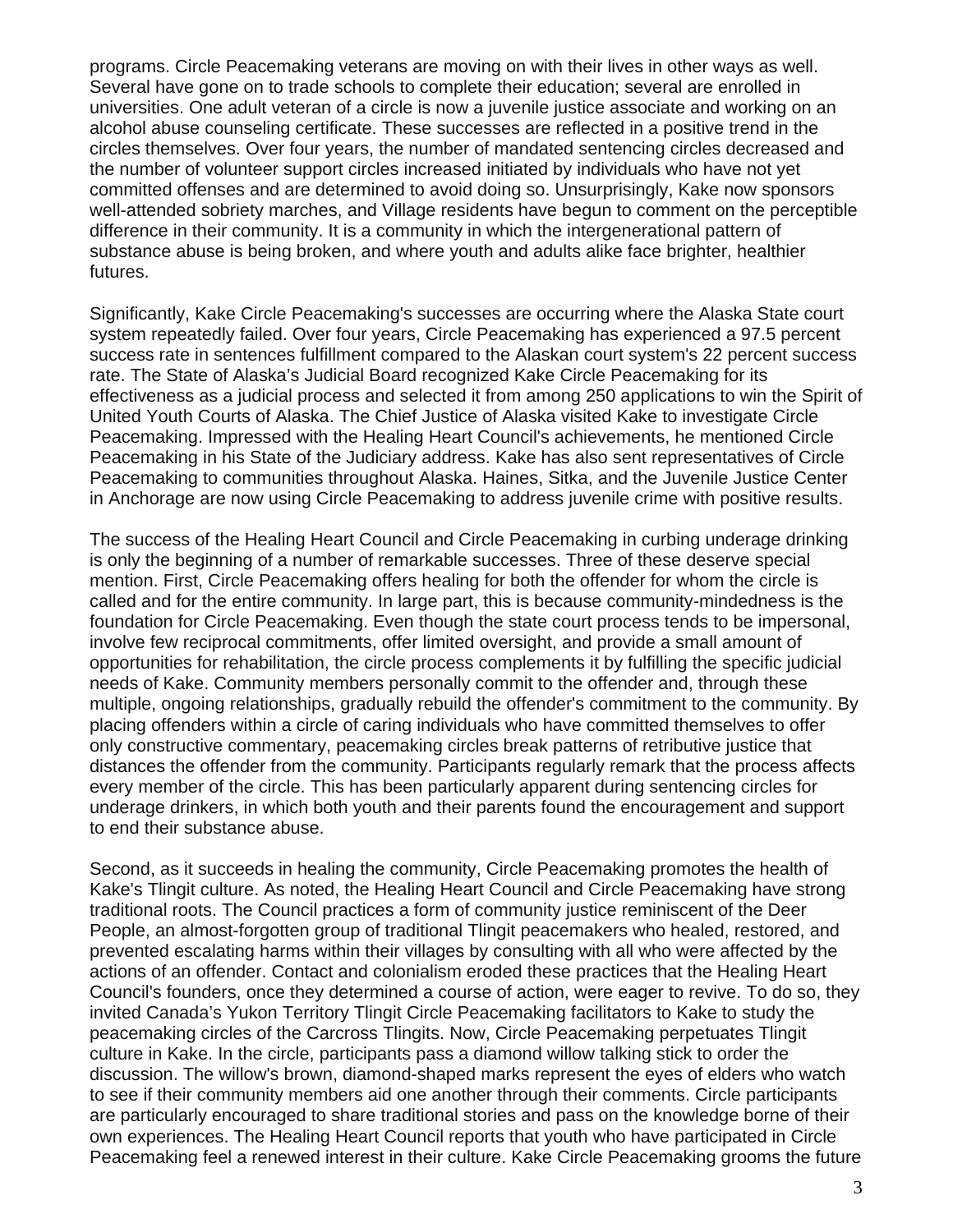programs. Circle Peacemaking veterans are moving on with their lives in other ways as well. Several have gone on to trade schools to complete their education; several are enrolled in universities. One adult veteran of a circle is now a juvenile justice associate and working on an alcohol abuse counseling certificate. These successes are reflected in a positive trend in the circles themselves. Over four years, the number of mandated sentencing circles decreased and the number of volunteer support circles increased initiated by individuals who have not yet committed offenses and are determined to avoid doing so. Unsurprisingly, Kake now sponsors well-attended sobriety marches, and Village residents have begun to comment on the perceptible difference in their community. It is a community in which the intergenerational pattern of substance abuse is being broken, and where youth and adults alike face brighter, healthier futures.

Significantly, Kake Circle Peacemaking's successes are occurring where the Alaska State court system repeatedly failed. Over four years, Circle Peacemaking has experienced a 97.5 percent success rate in sentences fulfillment compared to the Alaskan court system's 22 percent success rate. The State of Alaska's Judicial Board recognized Kake Circle Peacemaking for its effectiveness as a judicial process and selected it from among 250 applications to win the Spirit of United Youth Courts of Alaska. The Chief Justice of Alaska visited Kake to investigate Circle Peacemaking. Impressed with the Healing Heart Council's achievements, he mentioned Circle Peacemaking in his State of the Judiciary address. Kake has also sent representatives of Circle Peacemaking to communities throughout Alaska. Haines, Sitka, and the Juvenile Justice Center in Anchorage are now using Circle Peacemaking to address juvenile crime with positive results.

The success of the Healing Heart Council and Circle Peacemaking in curbing underage drinking is only the beginning of a number of remarkable successes. Three of these deserve special mention. First, Circle Peacemaking offers healing for both the offender for whom the circle is called and for the entire community. In large part, this is because community-mindedness is the foundation for Circle Peacemaking. Even though the state court process tends to be impersonal, involve few reciprocal commitments, offer limited oversight, and provide a small amount of opportunities for rehabilitation, the circle process complements it by fulfilling the specific judicial needs of Kake. Community members personally commit to the offender and, through these multiple, ongoing relationships, gradually rebuild the offender's commitment to the community. By placing offenders within a circle of caring individuals who have committed themselves to offer only constructive commentary, peacemaking circles break patterns of retributive justice that distances the offender from the community. Participants regularly remark that the process affects every member of the circle. This has been particularly apparent during sentencing circles for underage drinkers, in which both youth and their parents found the encouragement and support to end their substance abuse.

Second, as it succeeds in healing the community, Circle Peacemaking promotes the health of Kake's Tlingit culture. As noted, the Healing Heart Council and Circle Peacemaking have strong traditional roots. The Council practices a form of community justice reminiscent of the Deer People, an almost-forgotten group of traditional Tlingit peacemakers who healed, restored, and prevented escalating harms within their villages by consulting with all who were affected by the actions of an offender. Contact and colonialism eroded these practices that the Healing Heart Council's founders, once they determined a course of action, were eager to revive. To do so, they invited Canada's Yukon Territory Tlingit Circle Peacemaking facilitators to Kake to study the peacemaking circles of the Carcross Tlingits. Now, Circle Peacemaking perpetuates Tlingit culture in Kake. In the circle, participants pass a diamond willow talking stick to order the discussion. The willow's brown, diamond-shaped marks represent the eyes of elders who watch to see if their community members aid one another through their comments. Circle participants are particularly encouraged to share traditional stories and pass on the knowledge borne of their own experiences. The Healing Heart Council reports that youth who have participated in Circle Peacemaking feel a renewed interest in their culture. Kake Circle Peacemaking grooms the future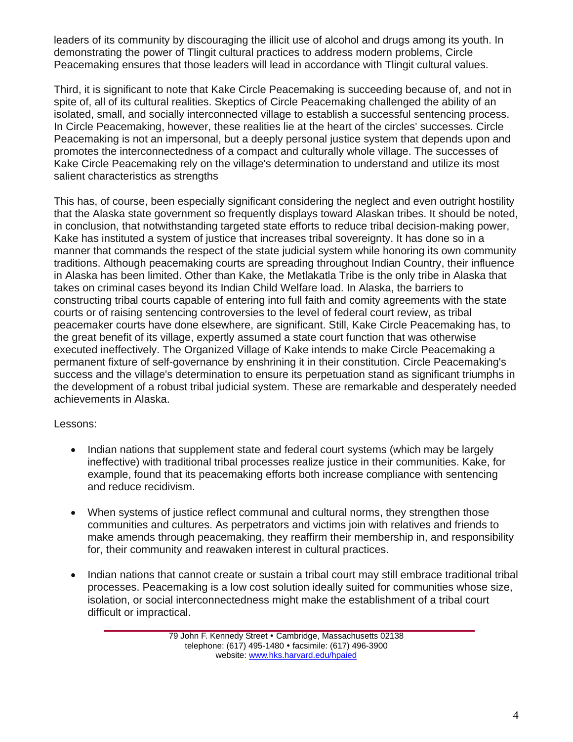leaders of its community by discouraging the illicit use of alcohol and drugs among its youth. In demonstrating the power of Tlingit cultural practices to address modern problems, Circle Peacemaking ensures that those leaders will lead in accordance with Tlingit cultural values.

Third, it is significant to note that Kake Circle Peacemaking is succeeding because of, and not in spite of, all of its cultural realities. Skeptics of Circle Peacemaking challenged the ability of an isolated, small, and socially interconnected village to establish a successful sentencing process. In Circle Peacemaking, however, these realities lie at the heart of the circles' successes. Circle Peacemaking is not an impersonal, but a deeply personal justice system that depends upon and promotes the interconnectedness of a compact and culturally whole village. The successes of Kake Circle Peacemaking rely on the village's determination to understand and utilize its most salient characteristics as strengths

This has, of course, been especially significant considering the neglect and even outright hostility that the Alaska state government so frequently displays toward Alaskan tribes. It should be noted, in conclusion, that notwithstanding targeted state efforts to reduce tribal decision-making power, Kake has instituted a system of justice that increases tribal sovereignty. It has done so in a manner that commands the respect of the state judicial system while honoring its own community traditions. Although peacemaking courts are spreading throughout Indian Country, their influence in Alaska has been limited. Other than Kake, the Metlakatla Tribe is the only tribe in Alaska that takes on criminal cases beyond its Indian Child Welfare load. In Alaska, the barriers to constructing tribal courts capable of entering into full faith and comity agreements with the state courts or of raising sentencing controversies to the level of federal court review, as tribal peacemaker courts have done elsewhere, are significant. Still, Kake Circle Peacemaking has, to the great benefit of its village, expertly assumed a state court function that was otherwise executed ineffectively. The Organized Village of Kake intends to make Circle Peacemaking a permanent fixture of self-governance by enshrining it in their constitution. Circle Peacemaking's success and the village's determination to ensure its perpetuation stand as significant triumphs in the development of a robust tribal judicial system. These are remarkable and desperately needed achievements in Alaska.

Lessons:

- Indian nations that supplement state and federal court systems (which may be largely ineffective) with traditional tribal processes realize justice in their communities. Kake, for example, found that its peacemaking efforts both increase compliance with sentencing and reduce recidivism.

- When systems of justice reflect communal and cultural norms, they strengthen those communities and cultures. As perpetrators and victims join with relatives and friends to make amends through peacemaking, they reaffirm their membership in, and responsibility for, their community and reawaken interest in cultural practices.

- Indian nations that cannot create or sustain a tribal court may still embrace traditional tribal processes. Peacemaking is a low cost solution ideally suited for communities whose size, isolation, or social interconnectedness might make the establishment of a tribal court difficult or impractical.